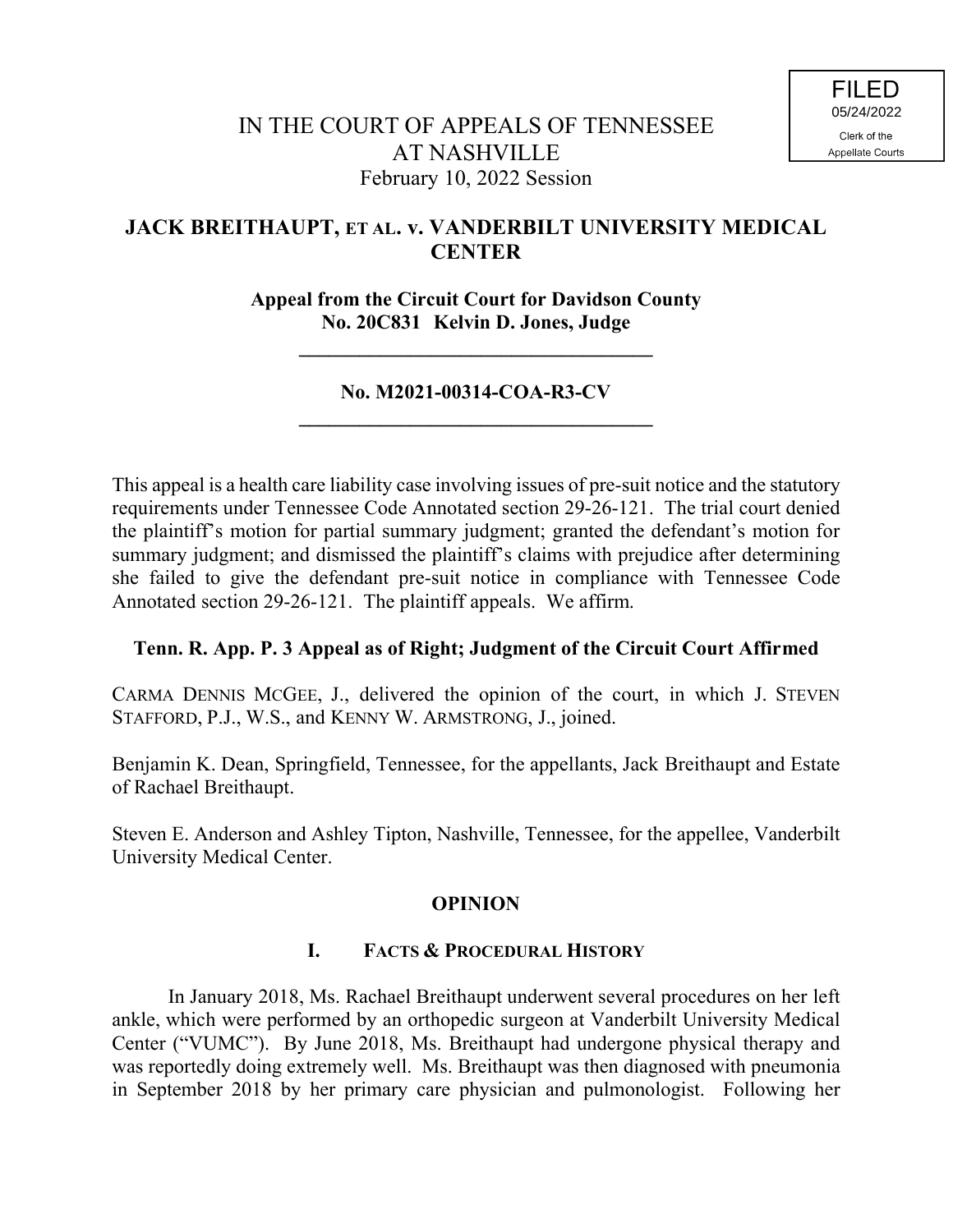FILED
05/24/2022
Clerk of the
Appellate Courts

IN THE COURT OF APPEALS OF TENNESSEE
AT NASHVILLE
February 10, 2022 Session

**JACK BREITHAUPT, ET AL. v. VANDERBILT UNIVERSITY MEDICAL CENTER**

**Appeal from the Circuit Court for Davidson County**
**No. 20C831 Kelvin D. Jones, Judge**

---

**No. M2021-00314-COA-R3-CV**

---

This appeal is a health care liability case involving issues of pre-suit notice and the statutory requirements under Tennessee Code Annotated section 29-26-121. The trial court denied the plaintiff's motion for partial summary judgment; granted the defendant's motion for summary judgment; and dismissed the plaintiff's claims with prejudice after determining she failed to give the defendant pre-suit notice in compliance with Tennessee Code Annotated section 29-26-121. The plaintiff appeals. We affirm.

**Tenn. R. App. P. 3 Appeal as of Right; Judgment of the Circuit Court Affirmed**

CARMA DENNIS MCGEE, J., delivered the opinion of the court, in which J. STEVEN STAFFORD, P.J., W.S., and KENNY W. ARMSTRONG, J., joined.

Benjamin K. Dean, Springfield, Tennessee, for the appellants, Jack Breithaupt and Estate of Rachael Breithaupt.

Steven E. Anderson and Ashley Tipton, Nashville, Tennessee, for the appellee, Vanderbilt University Medical Center.

## OPINION

### I. FACTS & PROCEDURAL HISTORY

In January 2018, Ms. Rachael Breithaupt underwent several procedures on her left ankle, which were performed by an orthopedic surgeon at Vanderbilt University Medical Center ("VUMC"). By June 2018, Ms. Breithaupt had undergone physical therapy and was reportedly doing extremely well. Ms. Breithaupt was then diagnosed with pneumonia in September 2018 by her primary care physician and pulmonologist. Following her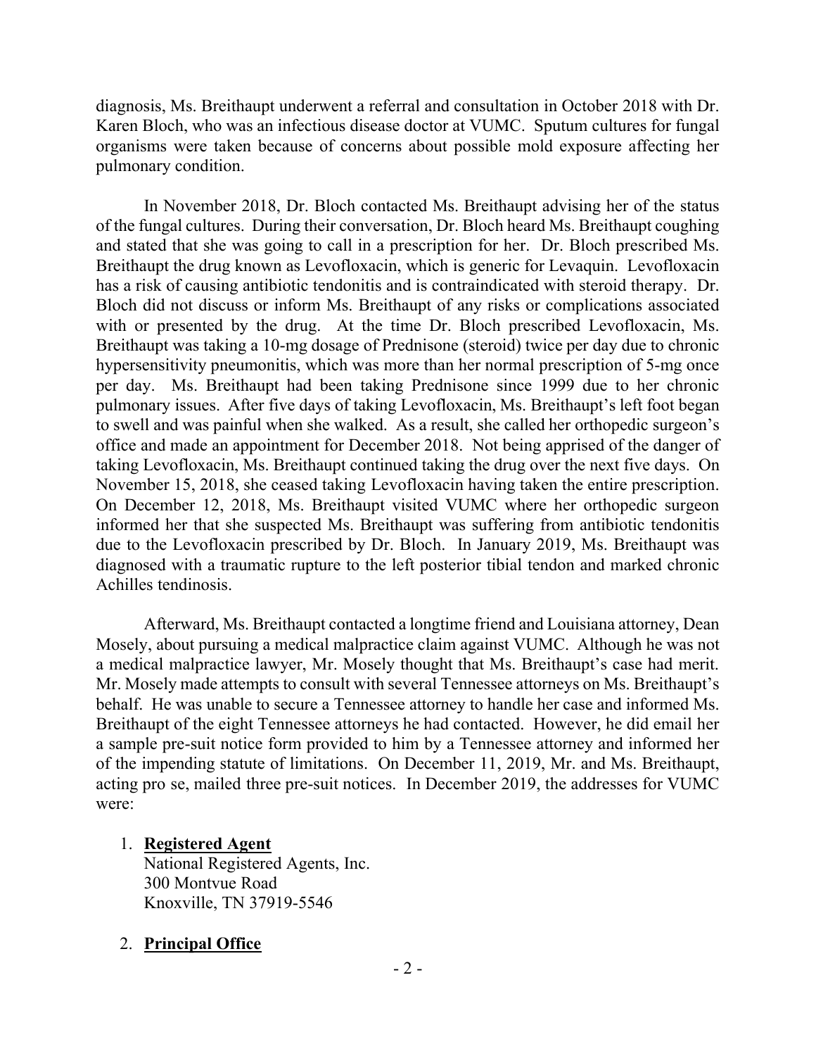diagnosis, Ms. Breithaupt underwent a referral and consultation in October 2018 with Dr. Karen Bloch, who was an infectious disease doctor at VUMC. Sputum cultures for fungal organisms were taken because of concerns about possible mold exposure affecting her pulmonary condition.

In November 2018, Dr. Bloch contacted Ms. Breithaupt advising her of the status of the fungal cultures. During their conversation, Dr. Bloch heard Ms. Breithaupt coughing and stated that she was going to call in a prescription for her. Dr. Bloch prescribed Ms. Breithaupt the drug known as Levofloxacin, which is generic for Levaquin. Levofloxacin has a risk of causing antibiotic tendonitis and is contraindicated with steroid therapy. Dr. Bloch did not discuss or inform Ms. Breithaupt of any risks or complications associated with or presented by the drug. At the time Dr. Bloch prescribed Levofloxacin, Ms. Breithaupt was taking a 10-mg dosage of Prednisone (steroid) twice per day due to chronic hypersensitivity pneumonitis, which was more than her normal prescription of 5-mg once per day. Ms. Breithaupt had been taking Prednisone since 1999 due to her chronic pulmonary issues. After five days of taking Levofloxacin, Ms. Breithaupt's left foot began to swell and was painful when she walked. As a result, she called her orthopedic surgeon's office and made an appointment for December 2018. Not being apprised of the danger of taking Levofloxacin, Ms. Breithaupt continued taking the drug over the next five days. On November 15, 2018, she ceased taking Levofloxacin having taken the entire prescription. On December 12, 2018, Ms. Breithaupt visited VUMC where her orthopedic surgeon informed her that she suspected Ms. Breithaupt was suffering from antibiotic tendonitis due to the Levofloxacin prescribed by Dr. Bloch. In January 2019, Ms. Breithaupt was diagnosed with a traumatic rupture to the left posterior tibial tendon and marked chronic Achilles tendinosis.

Afterward, Ms. Breithaupt contacted a longtime friend and Louisiana attorney, Dean Mosely, about pursuing a medical malpractice claim against VUMC. Although he was not a medical malpractice lawyer, Mr. Mosely thought that Ms. Breithaupt's case had merit. Mr. Mosely made attempts to consult with several Tennessee attorneys on Ms. Breithaupt's behalf. He was unable to secure a Tennessee attorney to handle her case and informed Ms. Breithaupt of the eight Tennessee attorneys he had contacted. However, he did email her a sample pre-suit notice form provided to him by a Tennessee attorney and informed her of the impending statute of limitations. On December 11, 2019, Mr. and Ms. Breithaupt, acting pro se, mailed three pre-suit notices. In December 2019, the addresses for VUMC were:

1. **Registered Agent**
   National Registered Agents, Inc.
   300 Montvue Road
   Knoxville, TN 37919-5546

2. **Principal Office**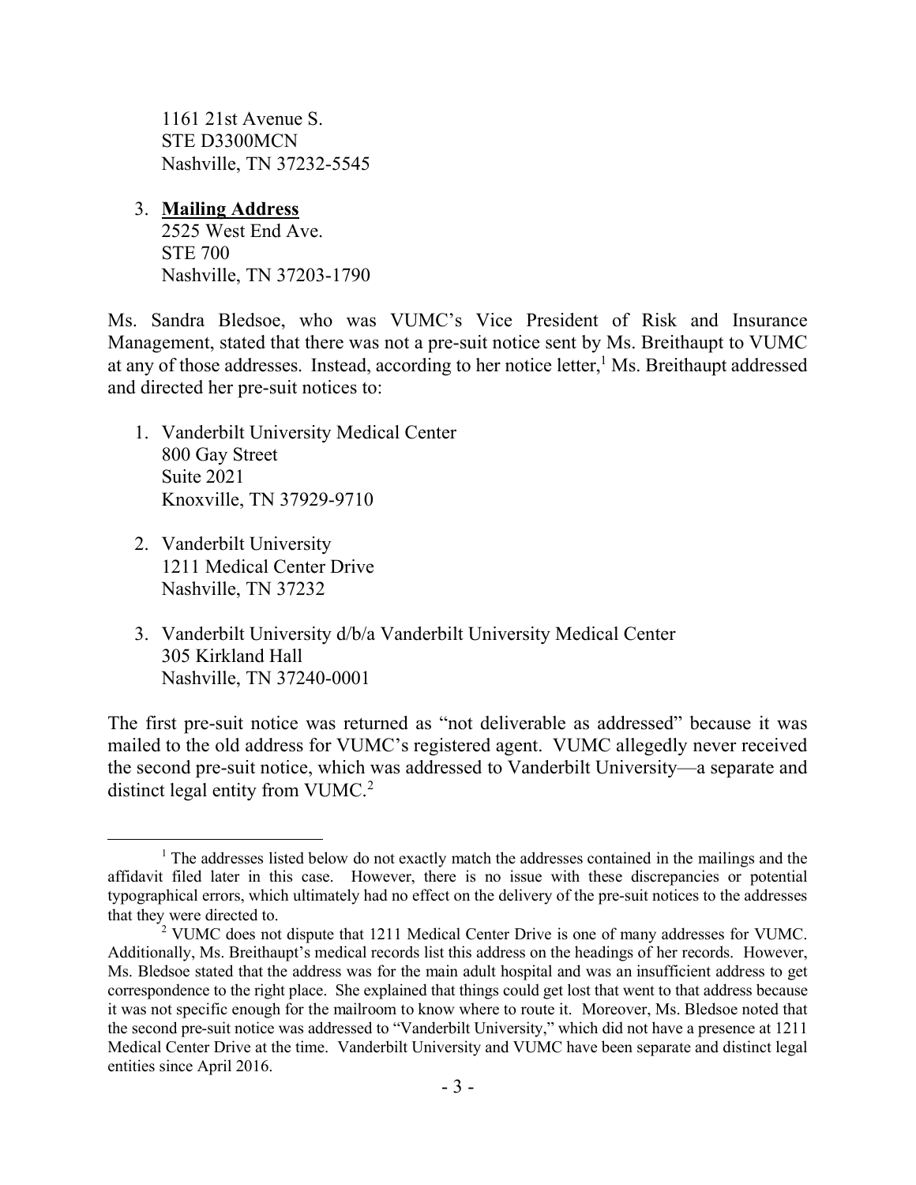1161 21st Avenue S.
STE D3300MCN
Nashville, TN 37232-5545

3. **Mailing Address**
   2525 West End Ave.
   STE 700
   Nashville, TN 37203-1790

Ms. Sandra Bledsoe, who was VUMC's Vice President of Risk and Insurance Management, stated that there was not a pre-suit notice sent by Ms. Breithaupt to VUMC at any of those addresses. Instead, according to her notice letter,[1] Ms. Breithaupt addressed and directed her pre-suit notices to:

1. Vanderbilt University Medical Center
   800 Gay Street
   Suite 2021
   Knoxville, TN 37929-9710

2. Vanderbilt University
   1211 Medical Center Drive
   Nashville, TN 37232

3. Vanderbilt University d/b/a Vanderbilt University Medical Center
   305 Kirkland Hall
   Nashville, TN 37240-0001

The first pre-suit notice was returned as "not deliverable as addressed" because it was mailed to the old address for VUMC's registered agent. VUMC allegedly never received the second pre-suit notice, which was addressed to Vanderbilt University—a separate and distinct legal entity from VUMC.[2]

---

[1] The addresses listed below do not exactly match the addresses contained in the mailings and the affidavit filed later in this case. However, there is no issue with these discrepancies or potential typographical errors, which ultimately had no effect on the delivery of the pre-suit notices to the addresses that they were directed to.

[2] VUMC does not dispute that 1211 Medical Center Drive is one of many addresses for VUMC. Additionally, Ms. Breithaupt's medical records list this address on the headings of her records. However, Ms. Bledsoe stated that the address was for the main adult hospital and was an insufficient address to get correspondence to the right place. She explained that things could get lost that went to that address because it was not specific enough for the mailroom to know where to route it. Moreover, Ms. Bledsoe noted that the second pre-suit notice was addressed to "Vanderbilt University," which did not have a presence at 1211 Medical Center Drive at the time. Vanderbilt University and VUMC have been separate and distinct legal entities since April 2016.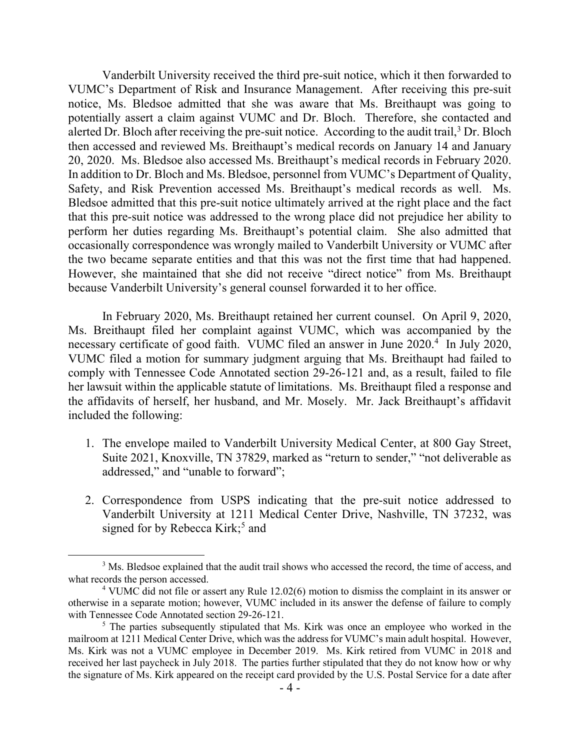Vanderbilt University received the third pre-suit notice, which it then forwarded to VUMC's Department of Risk and Insurance Management. After receiving this pre-suit notice, Ms. Bledsoe admitted that she was aware that Ms. Breithaupt was going to potentially assert a claim against VUMC and Dr. Bloch. Therefore, she contacted and alerted Dr. Bloch after receiving the pre-suit notice. According to the audit trail,[3] Dr. Bloch then accessed and reviewed Ms. Breithaupt's medical records on January 14 and January 20, 2020. Ms. Bledsoe also accessed Ms. Breithaupt's medical records in February 2020. In addition to Dr. Bloch and Ms. Bledsoe, personnel from VUMC's Department of Quality, Safety, and Risk Prevention accessed Ms. Breithaupt's medical records as well. Ms. Bledsoe admitted that this pre-suit notice ultimately arrived at the right place and the fact that this pre-suit notice was addressed to the wrong place did not prejudice her ability to perform her duties regarding Ms. Breithaupt's potential claim. She also admitted that occasionally correspondence was wrongly mailed to Vanderbilt University or VUMC after the two became separate entities and that this was not the first time that had happened. However, she maintained that she did not receive "direct notice" from Ms. Breithaupt because Vanderbilt University's general counsel forwarded it to her office.

In February 2020, Ms. Breithaupt retained her current counsel. On April 9, 2020, Ms. Breithaupt filed her complaint against VUMC, which was accompanied by the necessary certificate of good faith. VUMC filed an answer in June 2020.[4] In July 2020, VUMC filed a motion for summary judgment arguing that Ms. Breithaupt had failed to comply with Tennessee Code Annotated section 29-26-121 and, as a result, failed to file her lawsuit within the applicable statute of limitations. Ms. Breithaupt filed a response and the affidavits of herself, her husband, and Mr. Mosely. Mr. Jack Breithaupt's affidavit included the following:

1. The envelope mailed to Vanderbilt University Medical Center, at 800 Gay Street, Suite 2021, Knoxville, TN 37829, marked as "return to sender," "not deliverable as addressed," and "unable to forward";

2. Correspondence from USPS indicating that the pre-suit notice addressed to Vanderbilt University at 1211 Medical Center Drive, Nashville, TN 37232, was signed for by Rebecca Kirk;[5] and

---

[3] Ms. Bledsoe explained that the audit trail shows who accessed the record, the time of access, and what records the person accessed.

[4] VUMC did not file or assert any Rule 12.02(6) motion to dismiss the complaint in its answer or otherwise in a separate motion; however, VUMC included in its answer the defense of failure to comply with Tennessee Code Annotated section 29-26-121.

[5] The parties subsequently stipulated that Ms. Kirk was once an employee who worked in the mailroom at 1211 Medical Center Drive, which was the address for VUMC's main adult hospital. However, Ms. Kirk was not a VUMC employee in December 2019. Ms. Kirk retired from VUMC in 2018 and received her last paycheck in July 2018. The parties further stipulated that they do not know how or why the signature of Ms. Kirk appeared on the receipt card provided by the U.S. Postal Service for a date after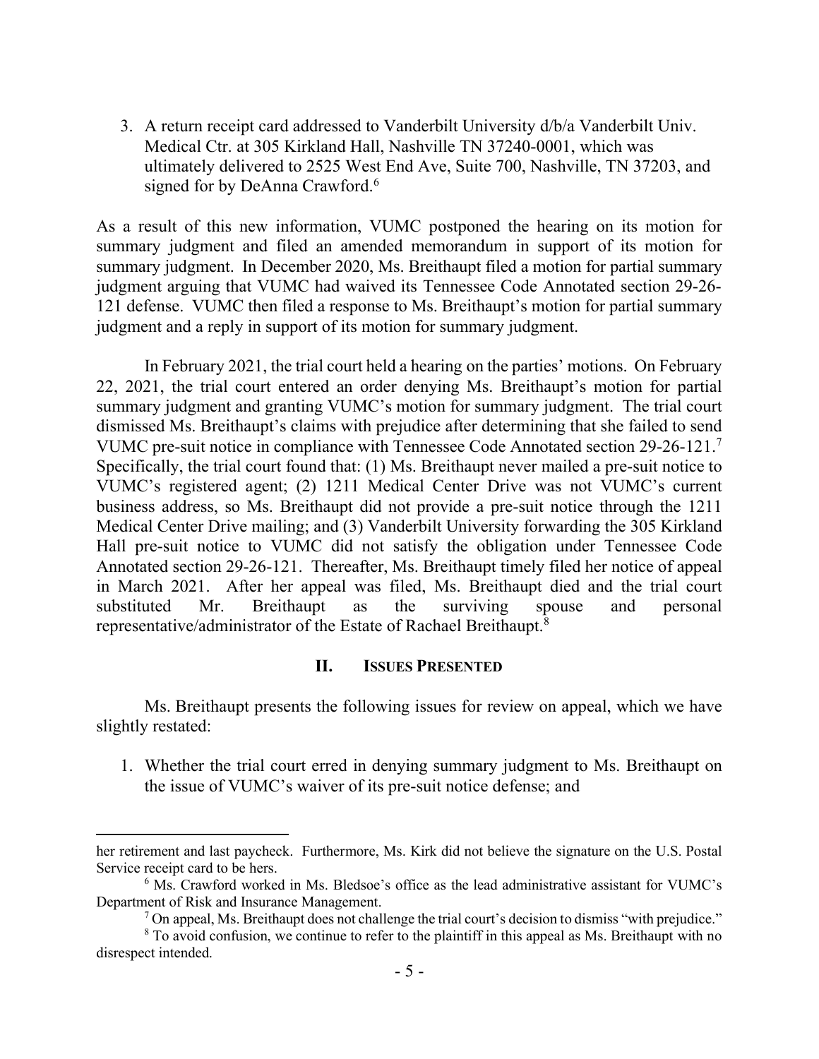3. A return receipt card addressed to Vanderbilt University d/b/a Vanderbilt Univ. Medical Ctr. at 305 Kirkland Hall, Nashville TN 37240-0001, which was ultimately delivered to 2525 West End Ave, Suite 700, Nashville, TN 37203, and signed for by DeAnna Crawford.[6]

As a result of this new information, VUMC postponed the hearing on its motion for summary judgment and filed an amended memorandum in support of its motion for summary judgment. In December 2020, Ms. Breithaupt filed a motion for partial summary judgment arguing that VUMC had waived its Tennessee Code Annotated section 29-26-121 defense. VUMC then filed a response to Ms. Breithaupt's motion for partial summary judgment and a reply in support of its motion for summary judgment.

In February 2021, the trial court held a hearing on the parties' motions. On February 22, 2021, the trial court entered an order denying Ms. Breithaupt's motion for partial summary judgment and granting VUMC's motion for summary judgment. The trial court dismissed Ms. Breithaupt's claims with prejudice after determining that she failed to send VUMC pre-suit notice in compliance with Tennessee Code Annotated section 29-26-121.[7] Specifically, the trial court found that: (1) Ms. Breithaupt never mailed a pre-suit notice to VUMC's registered agent; (2) 1211 Medical Center Drive was not VUMC's current business address, so Ms. Breithaupt did not provide a pre-suit notice through the 1211 Medical Center Drive mailing; and (3) Vanderbilt University forwarding the 305 Kirkland Hall pre-suit notice to VUMC did not satisfy the obligation under Tennessee Code Annotated section 29-26-121. Thereafter, Ms. Breithaupt timely filed her notice of appeal in March 2021. After her appeal was filed, Ms. Breithaupt died and the trial court substituted Mr. Breithaupt as the surviving spouse and personal representative/administrator of the Estate of Rachael Breithaupt.[8]

## II. Issues Presented

Ms. Breithaupt presents the following issues for review on appeal, which we have slightly restated:

1. Whether the trial court erred in denying summary judgment to Ms. Breithaupt on the issue of VUMC's waiver of its pre-suit notice defense; and

---

her retirement and last paycheck. Furthermore, Ms. Kirk did not believe the signature on the U.S. Postal Service receipt card to be hers.

[6] Ms. Crawford worked in Ms. Bledsoe's office as the lead administrative assistant for VUMC's Department of Risk and Insurance Management.

[7] On appeal, Ms. Breithaupt does not challenge the trial court's decision to dismiss "with prejudice."

[8] To avoid confusion, we continue to refer to the plaintiff in this appeal as Ms. Breithaupt with no disrespect intended.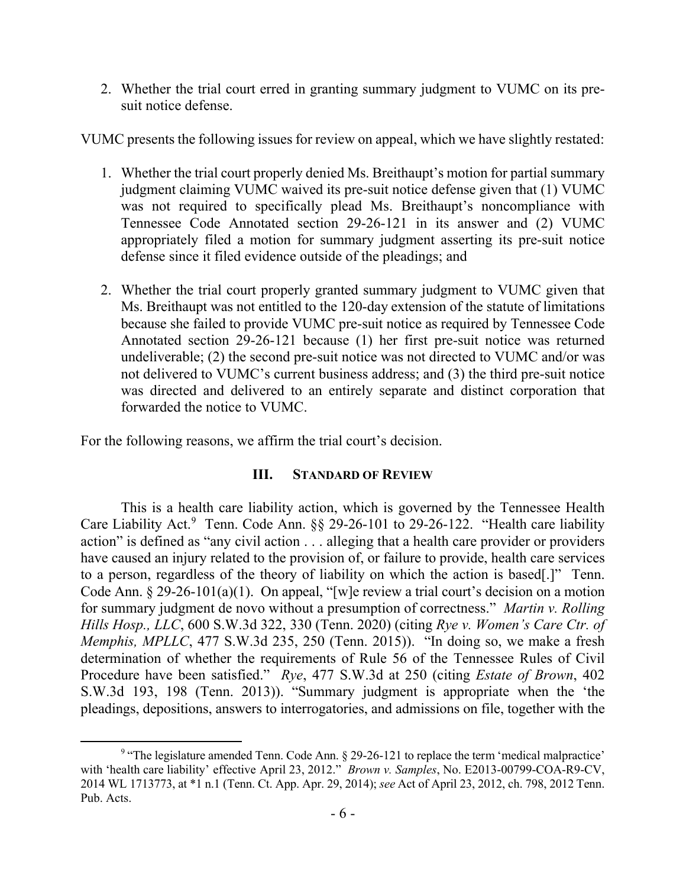2. Whether the trial court erred in granting summary judgment to VUMC on its pre-suit notice defense.

VUMC presents the following issues for review on appeal, which we have slightly restated:

1. Whether the trial court properly denied Ms. Breithaupt's motion for partial summary judgment claiming VUMC waived its pre-suit notice defense given that (1) VUMC was not required to specifically plead Ms. Breithaupt's noncompliance with Tennessee Code Annotated section 29-26-121 in its answer and (2) VUMC appropriately filed a motion for summary judgment asserting its pre-suit notice defense since it filed evidence outside of the pleadings; and

2. Whether the trial court properly granted summary judgment to VUMC given that Ms. Breithaupt was not entitled to the 120-day extension of the statute of limitations because she failed to provide VUMC pre-suit notice as required by Tennessee Code Annotated section 29-26-121 because (1) her first pre-suit notice was returned undeliverable; (2) the second pre-suit notice was not directed to VUMC and/or was not delivered to VUMC's current business address; and (3) the third pre-suit notice was directed and delivered to an entirely separate and distinct corporation that forwarded the notice to VUMC.

For the following reasons, we affirm the trial court's decision.

### III. Standard of Review

This is a health care liability action, which is governed by the Tennessee Health Care Liability Act.[9] Tenn. Code Ann. §§ 29-26-101 to 29-26-122. "Health care liability action" is defined as "any civil action . . . alleging that a health care provider or providers have caused an injury related to the provision of, or failure to provide, health care services to a person, regardless of the theory of liability on which the action is based[.]" Tenn. Code Ann. § 29-26-101(a)(1). On appeal, "[w]e review a trial court's decision on a motion for summary judgment de novo without a presumption of correctness." *Martin v. Rolling Hills Hosp., LLC*, 600 S.W.3d 322, 330 (Tenn. 2020) (citing *Rye v. Women's Care Ctr. of Memphis, MPLLC*, 477 S.W.3d 235, 250 (Tenn. 2015)). "In doing so, we make a fresh determination of whether the requirements of Rule 56 of the Tennessee Rules of Civil Procedure have been satisfied." *Rye*, 477 S.W.3d at 250 (citing *Estate of Brown*, 402 S.W.3d 193, 198 (Tenn. 2013)). "Summary judgment is appropriate when the 'the pleadings, depositions, answers to interrogatories, and admissions on file, together with the

---

[9] "The legislature amended Tenn. Code Ann. § 29-26-121 to replace the term 'medical malpractice' with 'health care liability' effective April 23, 2012." *Brown v. Samples*, No. E2013-00799-COA-R9-CV, 2014 WL 1713773, at *1 n.1 (Tenn. Ct. App. Apr. 29, 2014); *see* Act of April 23, 2012, ch. 798, 2012 Tenn. Pub. Acts.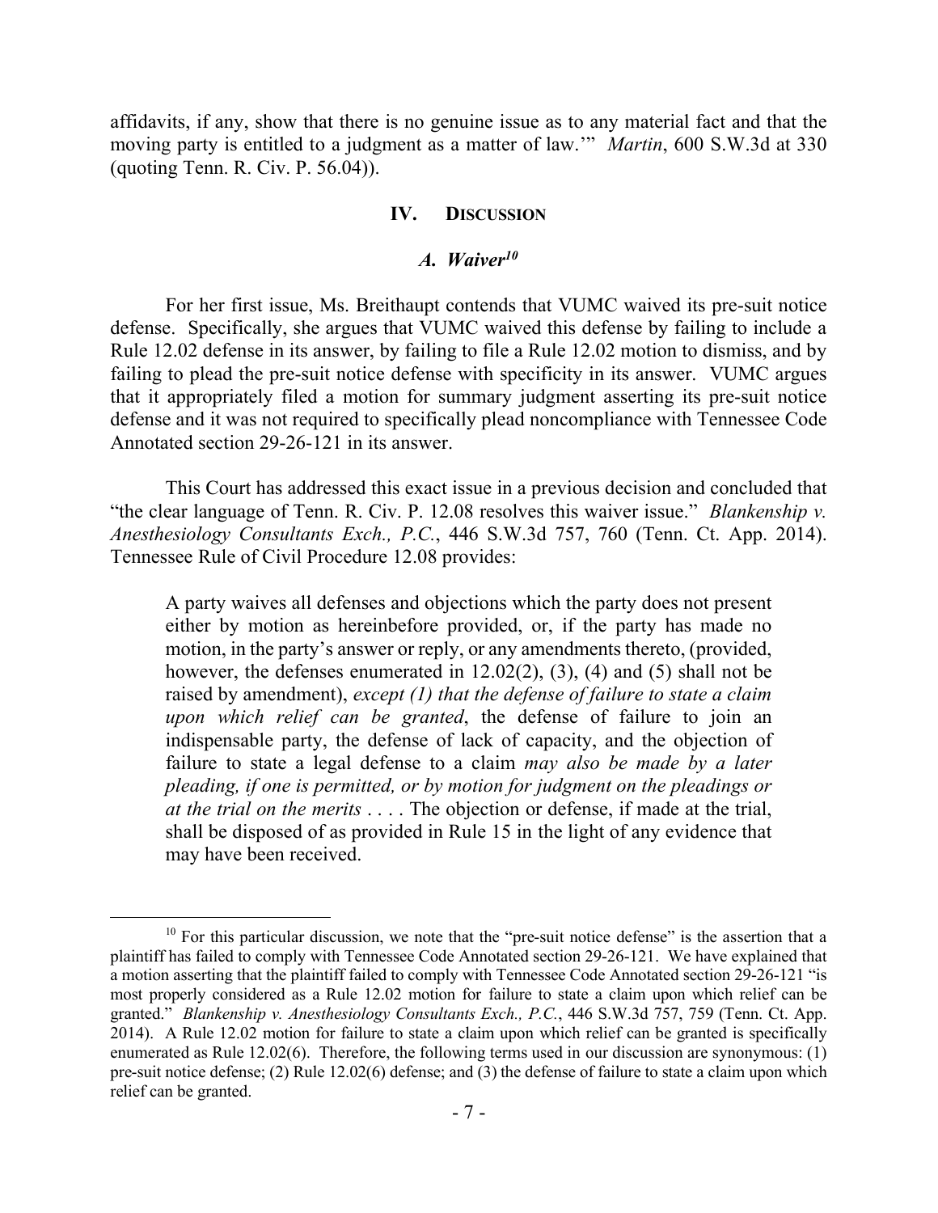affidavits, if any, show that there is no genuine issue as to any material fact and that the moving party is entitled to a judgment as a matter of law.'" *Martin*, 600 S.W.3d at 330 (quoting Tenn. R. Civ. P. 56.04)).

## IV. DISCUSSION

### *A. Waiver*[10]

For her first issue, Ms. Breithaupt contends that VUMC waived its pre-suit notice defense. Specifically, she argues that VUMC waived this defense by failing to include a Rule 12.02 defense in its answer, by failing to file a Rule 12.02 motion to dismiss, and by failing to plead the pre-suit notice defense with specificity in its answer. VUMC argues that it appropriately filed a motion for summary judgment asserting its pre-suit notice defense and it was not required to specifically plead noncompliance with Tennessee Code Annotated section 29-26-121 in its answer.

This Court has addressed this exact issue in a previous decision and concluded that "the clear language of Tenn. R. Civ. P. 12.08 resolves this waiver issue." *Blankenship v. Anesthesiology Consultants Exch., P.C.*, 446 S.W.3d 757, 760 (Tenn. Ct. App. 2014). Tennessee Rule of Civil Procedure 12.08 provides:

> A party waives all defenses and objections which the party does not present either by motion as hereinbefore provided, or, if the party has made no motion, in the party's answer or reply, or any amendments thereto, (provided, however, the defenses enumerated in 12.02(2), (3), (4) and (5) shall not be raised by amendment), *except (1) that the defense of failure to state a claim upon which relief can be granted*, the defense of failure to join an indispensable party, the defense of lack of capacity, and the objection of failure to state a legal defense to a claim *may also be made by a later pleading, if one is permitted, or by motion for judgment on the pleadings or at the trial on the merits* . . . . The objection or defense, if made at the trial, shall be disposed of as provided in Rule 15 in the light of any evidence that may have been received.

---

[10] For this particular discussion, we note that the "pre-suit notice defense" is the assertion that a plaintiff has failed to comply with Tennessee Code Annotated section 29-26-121. We have explained that a motion asserting that the plaintiff failed to comply with Tennessee Code Annotated section 29-26-121 "is most properly considered as a Rule 12.02 motion for failure to state a claim upon which relief can be granted." *Blankenship v. Anesthesiology Consultants Exch., P.C.*, 446 S.W.3d 757, 759 (Tenn. Ct. App. 2014). A Rule 12.02 motion for failure to state a claim upon which relief can be granted is specifically enumerated as Rule 12.02(6). Therefore, the following terms used in our discussion are synonymous: (1) pre-suit notice defense; (2) Rule 12.02(6) defense; and (3) the defense of failure to state a claim upon which relief can be granted.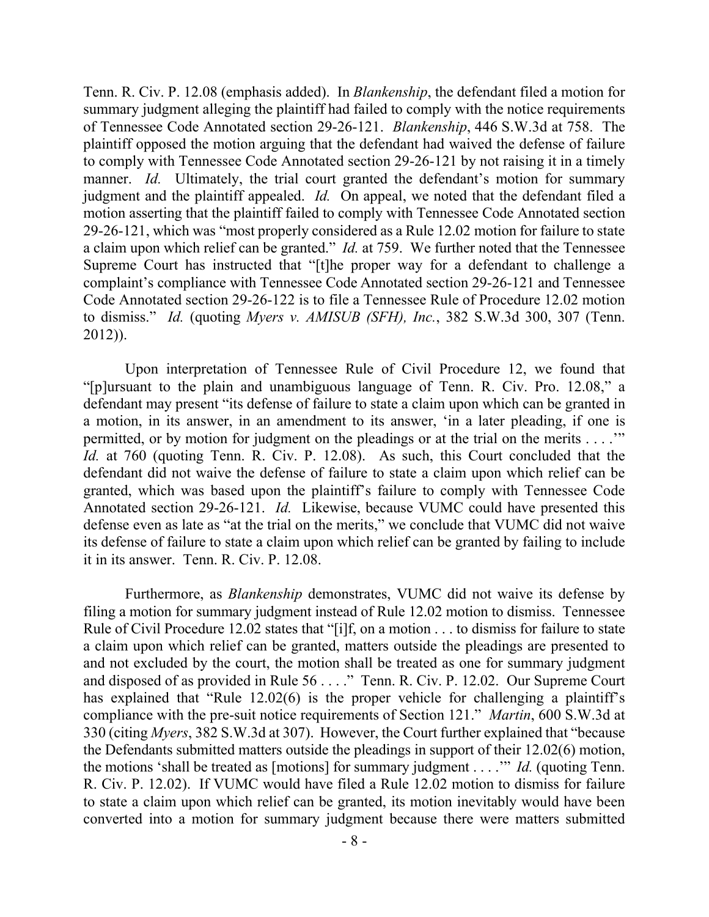Tenn. R. Civ. P. 12.08 (emphasis added). In *Blankenship*, the defendant filed a motion for summary judgment alleging the plaintiff had failed to comply with the notice requirements of Tennessee Code Annotated section 29-26-121. *Blankenship*, 446 S.W.3d at 758. The plaintiff opposed the motion arguing that the defendant had waived the defense of failure to comply with Tennessee Code Annotated section 29-26-121 by not raising it in a timely manner. *Id.* Ultimately, the trial court granted the defendant's motion for summary judgment and the plaintiff appealed. *Id.* On appeal, we noted that the defendant filed a motion asserting that the plaintiff failed to comply with Tennessee Code Annotated section 29-26-121, which was "most properly considered as a Rule 12.02 motion for failure to state a claim upon which relief can be granted." *Id.* at 759. We further noted that the Tennessee Supreme Court has instructed that "[t]he proper way for a defendant to challenge a complaint's compliance with Tennessee Code Annotated section 29-26-121 and Tennessee Code Annotated section 29-26-122 is to file a Tennessee Rule of Procedure 12.02 motion to dismiss." *Id.* (quoting *Myers v. AMISUB (SFH), Inc.*, 382 S.W.3d 300, 307 (Tenn. 2012)).

Upon interpretation of Tennessee Rule of Civil Procedure 12, we found that "[p]ursuant to the plain and unambiguous language of Tenn. R. Civ. Pro. 12.08," a defendant may present "its defense of failure to state a claim upon which can be granted in a motion, in its answer, in an amendment to its answer, 'in a later pleading, if one is permitted, or by motion for judgment on the pleadings or at the trial on the merits . . . .'" *Id.* at 760 (quoting Tenn. R. Civ. P. 12.08). As such, this Court concluded that the defendant did not waive the defense of failure to state a claim upon which relief can be granted, which was based upon the plaintiff's failure to comply with Tennessee Code Annotated section 29-26-121. *Id.* Likewise, because VUMC could have presented this defense even as late as "at the trial on the merits," we conclude that VUMC did not waive its defense of failure to state a claim upon which relief can be granted by failing to include it in its answer. Tenn. R. Civ. P. 12.08.

Furthermore, as *Blankenship* demonstrates, VUMC did not waive its defense by filing a motion for summary judgment instead of Rule 12.02 motion to dismiss. Tennessee Rule of Civil Procedure 12.02 states that "[i]f, on a motion . . . to dismiss for failure to state a claim upon which relief can be granted, matters outside the pleadings are presented to and not excluded by the court, the motion shall be treated as one for summary judgment and disposed of as provided in Rule 56 . . . ." Tenn. R. Civ. P. 12.02. Our Supreme Court has explained that "Rule 12.02(6) is the proper vehicle for challenging a plaintiff's compliance with the pre-suit notice requirements of Section 121." *Martin*, 600 S.W.3d at 330 (citing *Myers*, 382 S.W.3d at 307). However, the Court further explained that "because the Defendants submitted matters outside the pleadings in support of their 12.02(6) motion, the motions 'shall be treated as [motions] for summary judgment . . . .'" *Id.* (quoting Tenn. R. Civ. P. 12.02). If VUMC would have filed a Rule 12.02 motion to dismiss for failure to state a claim upon which relief can be granted, its motion inevitably would have been converted into a motion for summary judgment because there were matters submitted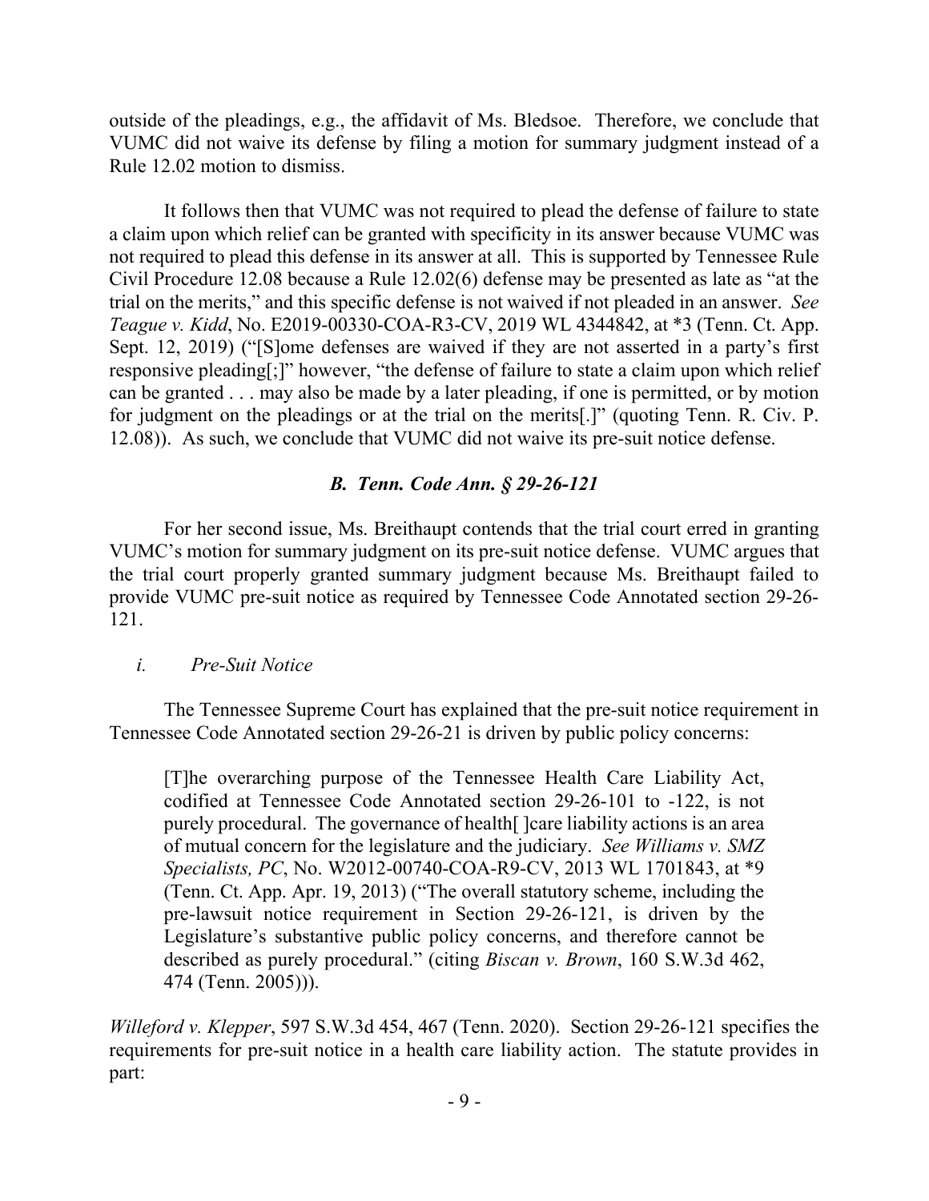outside of the pleadings, e.g., the affidavit of Ms. Bledsoe. Therefore, we conclude that VUMC did not waive its defense by filing a motion for summary judgment instead of a Rule 12.02 motion to dismiss.

It follows then that VUMC was not required to plead the defense of failure to state a claim upon which relief can be granted with specificity in its answer because VUMC was not required to plead this defense in its answer at all. This is supported by Tennessee Rule Civil Procedure 12.08 because a Rule 12.02(6) defense may be presented as late as "at the trial on the merits," and this specific defense is not waived if not pleaded in an answer. *See Teague v. Kidd*, No. E2019-00330-COA-R3-CV, 2019 WL 4344842, at *3 (Tenn. Ct. App. Sept. 12, 2019) ("[S]ome defenses are waived if they are not asserted in a party's first responsive pleading[;]" however, "the defense of failure to state a claim upon which relief can be granted . . . may also be made by a later pleading, if one is permitted, or by motion for judgment on the pleadings or at the trial on the merits[.]" (quoting Tenn. R. Civ. P. 12.08)). As such, we conclude that VUMC did not waive its pre-suit notice defense.

### *B. Tenn. Code Ann. § 29-26-121*

For her second issue, Ms. Breithaupt contends that the trial court erred in granting VUMC's motion for summary judgment on its pre-suit notice defense. VUMC argues that the trial court properly granted summary judgment because Ms. Breithaupt failed to provide VUMC pre-suit notice as required by Tennessee Code Annotated section 29-26-121.

*i. Pre-Suit Notice*

The Tennessee Supreme Court has explained that the pre-suit notice requirement in Tennessee Code Annotated section 29-26-21 is driven by public policy concerns:

> [T]he overarching purpose of the Tennessee Health Care Liability Act, codified at Tennessee Code Annotated section 29-26-101 to -122, is not purely procedural. The governance of health[ ]care liability actions is an area of mutual concern for the legislature and the judiciary. *See Williams v. SMZ Specialists, PC*, No. W2012-00740-COA-R9-CV, 2013 WL 1701843, at *9 (Tenn. Ct. App. Apr. 19, 2013) ("The overall statutory scheme, including the pre-lawsuit notice requirement in Section 29-26-121, is driven by the Legislature's substantive public policy concerns, and therefore cannot be described as purely procedural." (citing *Biscan v. Brown*, 160 S.W.3d 462, 474 (Tenn. 2005))).

*Willeford v. Klepper*, 597 S.W.3d 454, 467 (Tenn. 2020). Section 29-26-121 specifies the requirements for pre-suit notice in a health care liability action. The statute provides in part: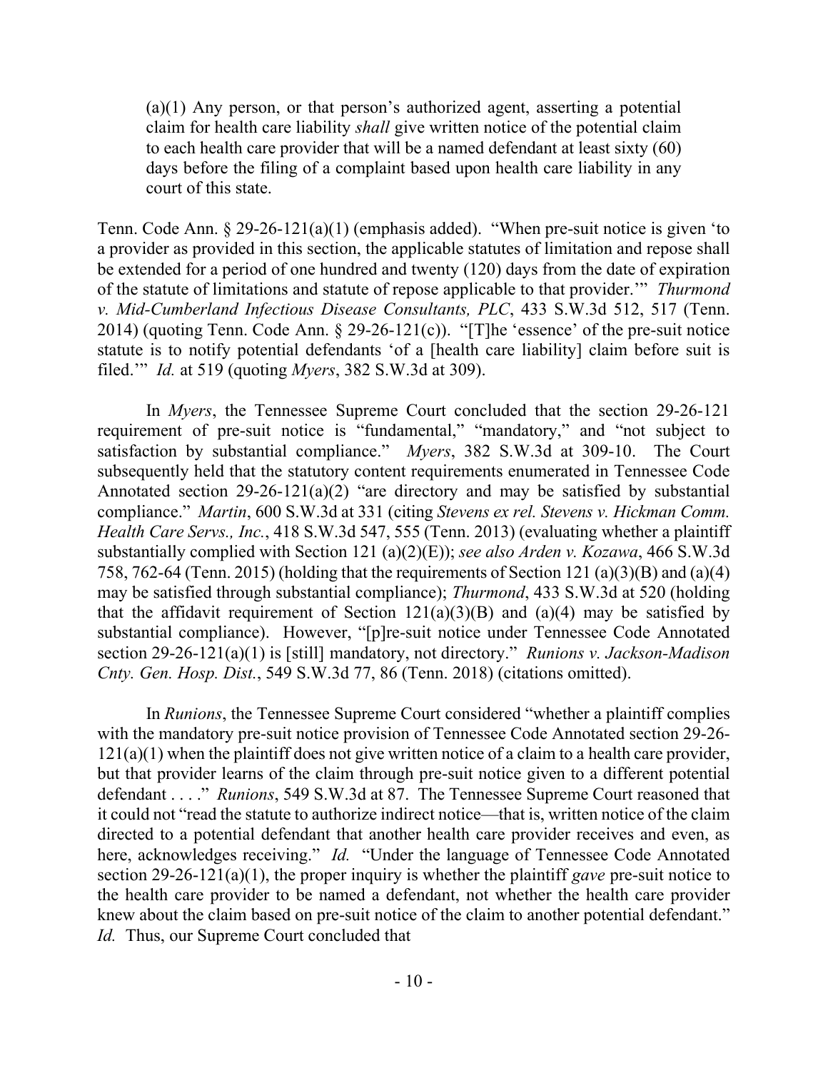> (a)(1) Any person, or that person's authorized agent, asserting a potential claim for health care liability *shall* give written notice of the potential claim to each health care provider that will be a named defendant at least sixty (60) days before the filing of a complaint based upon health care liability in any court of this state.

Tenn. Code Ann. § 29-26-121(a)(1) (emphasis added). "When pre-suit notice is given 'to a provider as provided in this section, the applicable statutes of limitation and repose shall be extended for a period of one hundred and twenty (120) days from the date of expiration of the statute of limitations and statute of repose applicable to that provider.'" *Thurmond v. Mid-Cumberland Infectious Disease Consultants, PLC*, 433 S.W.3d 512, 517 (Tenn. 2014) (quoting Tenn. Code Ann. § 29-26-121(c)). "[T]he 'essence' of the pre-suit notice statute is to notify potential defendants 'of a [health care liability] claim before suit is filed.'" *Id.* at 519 (quoting *Myers*, 382 S.W.3d at 309).

In *Myers*, the Tennessee Supreme Court concluded that the section 29-26-121 requirement of pre-suit notice is "fundamental," "mandatory," and "not subject to satisfaction by substantial compliance." *Myers*, 382 S.W.3d at 309-10. The Court subsequently held that the statutory content requirements enumerated in Tennessee Code Annotated section 29-26-121(a)(2) "are directory and may be satisfied by substantial compliance." *Martin*, 600 S.W.3d at 331 (citing *Stevens ex rel. Stevens v. Hickman Comm. Health Care Servs., Inc.*, 418 S.W.3d 547, 555 (Tenn. 2013) (evaluating whether a plaintiff substantially complied with Section 121 (a)(2)(E)); *see also Arden v. Kozawa*, 466 S.W.3d 758, 762-64 (Tenn. 2015) (holding that the requirements of Section 121 (a)(3)(B) and (a)(4) may be satisfied through substantial compliance); *Thurmond*, 433 S.W.3d at 520 (holding that the affidavit requirement of Section 121(a)(3)(B) and (a)(4) may be satisfied by substantial compliance). However, "[p]re-suit notice under Tennessee Code Annotated section 29-26-121(a)(1) is [still] mandatory, not directory." *Runions v. Jackson-Madison Cnty. Gen. Hosp. Dist.*, 549 S.W.3d 77, 86 (Tenn. 2018) (citations omitted).

In *Runions*, the Tennessee Supreme Court considered "whether a plaintiff complies with the mandatory pre-suit notice provision of Tennessee Code Annotated section 29-26-121(a)(1) when the plaintiff does not give written notice of a claim to a health care provider, but that provider learns of the claim through pre-suit notice given to a different potential defendant . . . ." *Runions*, 549 S.W.3d at 87. The Tennessee Supreme Court reasoned that it could not "read the statute to authorize indirect notice—that is, written notice of the claim directed to a potential defendant that another health care provider receives and even, as here, acknowledges receiving." *Id.* "Under the language of Tennessee Code Annotated section 29-26-121(a)(1), the proper inquiry is whether the plaintiff *gave* pre-suit notice to the health care provider to be named a defendant, not whether the health care provider knew about the claim based on pre-suit notice of the claim to another potential defendant." *Id.* Thus, our Supreme Court concluded that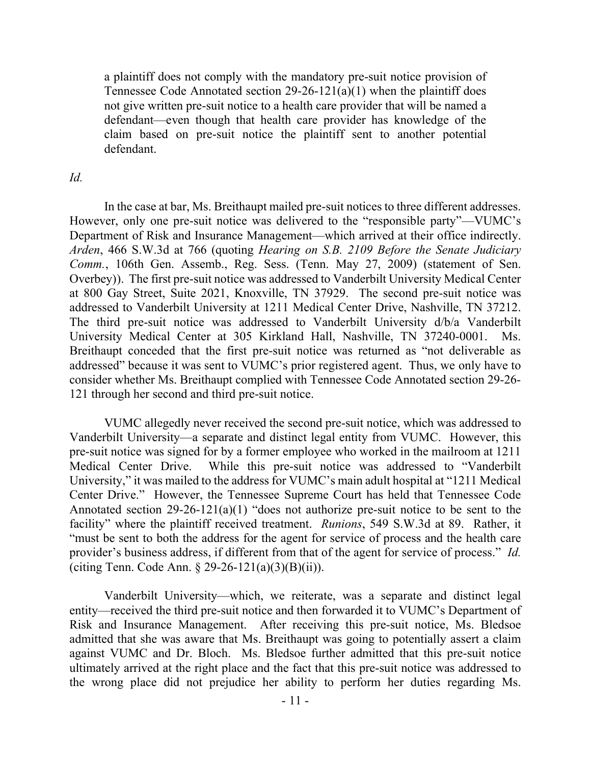> a plaintiff does not comply with the mandatory pre-suit notice provision of Tennessee Code Annotated section 29-26-121(a)(1) when the plaintiff does not give written pre-suit notice to a health care provider that will be named a defendant—even though that health care provider has knowledge of the claim based on pre-suit notice the plaintiff sent to another potential defendant.

*Id.*

In the case at bar, Ms. Breithaupt mailed pre-suit notices to three different addresses. However, only one pre-suit notice was delivered to the "responsible party"—VUMC's Department of Risk and Insurance Management—which arrived at their office indirectly. *Arden*, 466 S.W.3d at 766 (quoting *Hearing on S.B. 2109 Before the Senate Judiciary Comm.*, 106th Gen. Assemb., Reg. Sess. (Tenn. May 27, 2009) (statement of Sen. Overbey)). The first pre-suit notice was addressed to Vanderbilt University Medical Center at 800 Gay Street, Suite 2021, Knoxville, TN 37929. The second pre-suit notice was addressed to Vanderbilt University at 1211 Medical Center Drive, Nashville, TN 37212. The third pre-suit notice was addressed to Vanderbilt University d/b/a Vanderbilt University Medical Center at 305 Kirkland Hall, Nashville, TN 37240-0001. Ms. Breithaupt conceded that the first pre-suit notice was returned as "not deliverable as addressed" because it was sent to VUMC's prior registered agent. Thus, we only have to consider whether Ms. Breithaupt complied with Tennessee Code Annotated section 29-26-121 through her second and third pre-suit notice.

VUMC allegedly never received the second pre-suit notice, which was addressed to Vanderbilt University—a separate and distinct legal entity from VUMC. However, this pre-suit notice was signed for by a former employee who worked in the mailroom at 1211 Medical Center Drive. While this pre-suit notice was addressed to "Vanderbilt University," it was mailed to the address for VUMC's main adult hospital at "1211 Medical Center Drive." However, the Tennessee Supreme Court has held that Tennessee Code Annotated section 29-26-121(a)(1) "does not authorize pre-suit notice to be sent to the facility" where the plaintiff received treatment. *Runions*, 549 S.W.3d at 89. Rather, it "must be sent to both the address for the agent for service of process and the health care provider's business address, if different from that of the agent for service of process." *Id.* (citing Tenn. Code Ann. § 29-26-121(a)(3)(B)(ii)).

Vanderbilt University—which, we reiterate, was a separate and distinct legal entity—received the third pre-suit notice and then forwarded it to VUMC's Department of Risk and Insurance Management. After receiving this pre-suit notice, Ms. Bledsoe admitted that she was aware that Ms. Breithaupt was going to potentially assert a claim against VUMC and Dr. Bloch. Ms. Bledsoe further admitted that this pre-suit notice ultimately arrived at the right place and the fact that this pre-suit notice was addressed to the wrong place did not prejudice her ability to perform her duties regarding Ms.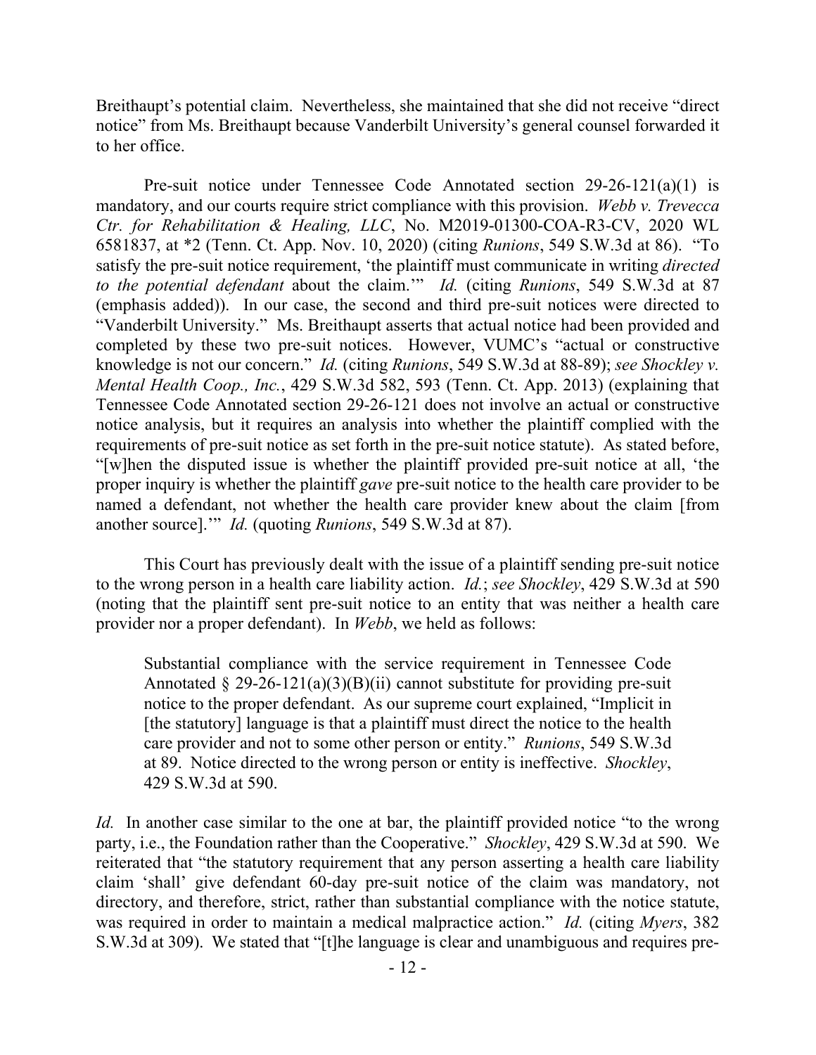Breithaupt's potential claim. Nevertheless, she maintained that she did not receive "direct notice" from Ms. Breithaupt because Vanderbilt University's general counsel forwarded it to her office.

Pre-suit notice under Tennessee Code Annotated section 29-26-121(a)(1) is mandatory, and our courts require strict compliance with this provision. *Webb v. Trevecca Ctr. for Rehabilitation & Healing, LLC*, No. M2019-01300-COA-R3-CV, 2020 WL 6581837, at *2 (Tenn. Ct. App. Nov. 10, 2020) (citing *Runions*, 549 S.W.3d at 86). "To satisfy the pre-suit notice requirement, 'the plaintiff must communicate in writing *directed to the potential defendant* about the claim.'" *Id.* (citing *Runions*, 549 S.W.3d at 87 (emphasis added)). In our case, the second and third pre-suit notices were directed to "Vanderbilt University." Ms. Breithaupt asserts that actual notice had been provided and completed by these two pre-suit notices. However, VUMC's "actual or constructive knowledge is not our concern." *Id.* (citing *Runions*, 549 S.W.3d at 88-89); *see Shockley v. Mental Health Coop., Inc.*, 429 S.W.3d 582, 593 (Tenn. Ct. App. 2013) (explaining that Tennessee Code Annotated section 29-26-121 does not involve an actual or constructive notice analysis, but it requires an analysis into whether the plaintiff complied with the requirements of pre-suit notice as set forth in the pre-suit notice statute). As stated before, "[w]hen the disputed issue is whether the plaintiff provided pre-suit notice at all, 'the proper inquiry is whether the plaintiff *gave* pre-suit notice to the health care provider to be named a defendant, not whether the health care provider knew about the claim [from another source].'" *Id.* (quoting *Runions*, 549 S.W.3d at 87).

This Court has previously dealt with the issue of a plaintiff sending pre-suit notice to the wrong person in a health care liability action. *Id.*; *see Shockley*, 429 S.W.3d at 590 (noting that the plaintiff sent pre-suit notice to an entity that was neither a health care provider nor a proper defendant). In *Webb*, we held as follows:

> Substantial compliance with the service requirement in Tennessee Code Annotated § 29-26-121(a)(3)(B)(ii) cannot substitute for providing pre-suit notice to the proper defendant. As our supreme court explained, "Implicit in [the statutory] language is that a plaintiff must direct the notice to the health care provider and not to some other person or entity." *Runions*, 549 S.W.3d at 89. Notice directed to the wrong person or entity is ineffective. *Shockley*, 429 S.W.3d at 590.

*Id.* In another case similar to the one at bar, the plaintiff provided notice "to the wrong party, i.e., the Foundation rather than the Cooperative." *Shockley*, 429 S.W.3d at 590. We reiterated that "the statutory requirement that any person asserting a health care liability claim 'shall' give defendant 60-day pre-suit notice of the claim was mandatory, not directory, and therefore, strict, rather than substantial compliance with the notice statute, was required in order to maintain a medical malpractice action." *Id.* (citing *Myers*, 382 S.W.3d at 309). We stated that "[t]he language is clear and unambiguous and requires pre-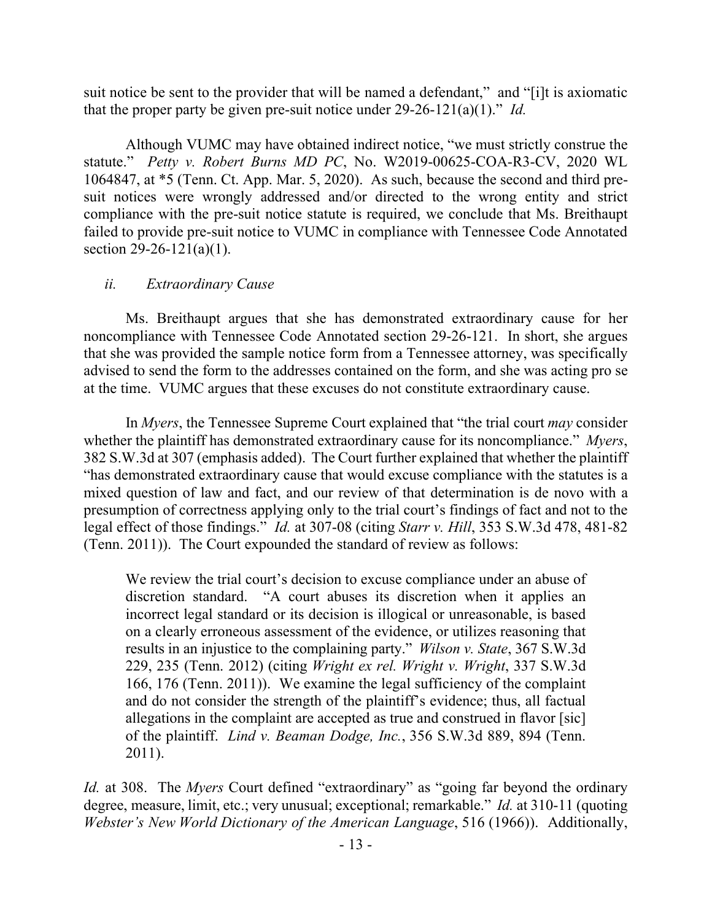suit notice be sent to the provider that will be named a defendant," and "[i]t is axiomatic that the proper party be given pre-suit notice under 29-26-121(a)(1)." *Id.*

Although VUMC may have obtained indirect notice, "we must strictly construe the statute." *Petty v. Robert Burns MD PC*, No. W2019-00625-COA-R3-CV, 2020 WL 1064847, at *5 (Tenn. Ct. App. Mar. 5, 2020). As such, because the second and third pre-suit notices were wrongly addressed and/or directed to the wrong entity and strict compliance with the pre-suit notice statute is required, we conclude that Ms. Breithaupt failed to provide pre-suit notice to VUMC in compliance with Tennessee Code Annotated section 29-26-121(a)(1).

*ii. Extraordinary Cause*

Ms. Breithaupt argues that she has demonstrated extraordinary cause for her noncompliance with Tennessee Code Annotated section 29-26-121. In short, she argues that she was provided the sample notice form from a Tennessee attorney, was specifically advised to send the form to the addresses contained on the form, and she was acting pro se at the time. VUMC argues that these excuses do not constitute extraordinary cause.

In *Myers*, the Tennessee Supreme Court explained that "the trial court *may* consider whether the plaintiff has demonstrated extraordinary cause for its noncompliance." *Myers*, 382 S.W.3d at 307 (emphasis added). The Court further explained that whether the plaintiff "has demonstrated extraordinary cause that would excuse compliance with the statutes is a mixed question of law and fact, and our review of that determination is de novo with a presumption of correctness applying only to the trial court's findings of fact and not to the legal effect of those findings." *Id.* at 307-08 (citing *Starr v. Hill*, 353 S.W.3d 478, 481-82 (Tenn. 2011)). The Court expounded the standard of review as follows:

> We review the trial court's decision to excuse compliance under an abuse of discretion standard. "A court abuses its discretion when it applies an incorrect legal standard or its decision is illogical or unreasonable, is based on a clearly erroneous assessment of the evidence, or utilizes reasoning that results in an injustice to the complaining party." *Wilson v. State*, 367 S.W.3d 229, 235 (Tenn. 2012) (citing *Wright ex rel. Wright v. Wright*, 337 S.W.3d 166, 176 (Tenn. 2011)). We examine the legal sufficiency of the complaint and do not consider the strength of the plaintiff's evidence; thus, all factual allegations in the complaint are accepted as true and construed in flavor [sic] of the plaintiff. *Lind v. Beaman Dodge, Inc.*, 356 S.W.3d 889, 894 (Tenn. 2011).

*Id.* at 308. The *Myers* Court defined "extraordinary" as "going far beyond the ordinary degree, measure, limit, etc.; very unusual; exceptional; remarkable." *Id.* at 310-11 (quoting *Webster's New World Dictionary of the American Language*, 516 (1966)). Additionally,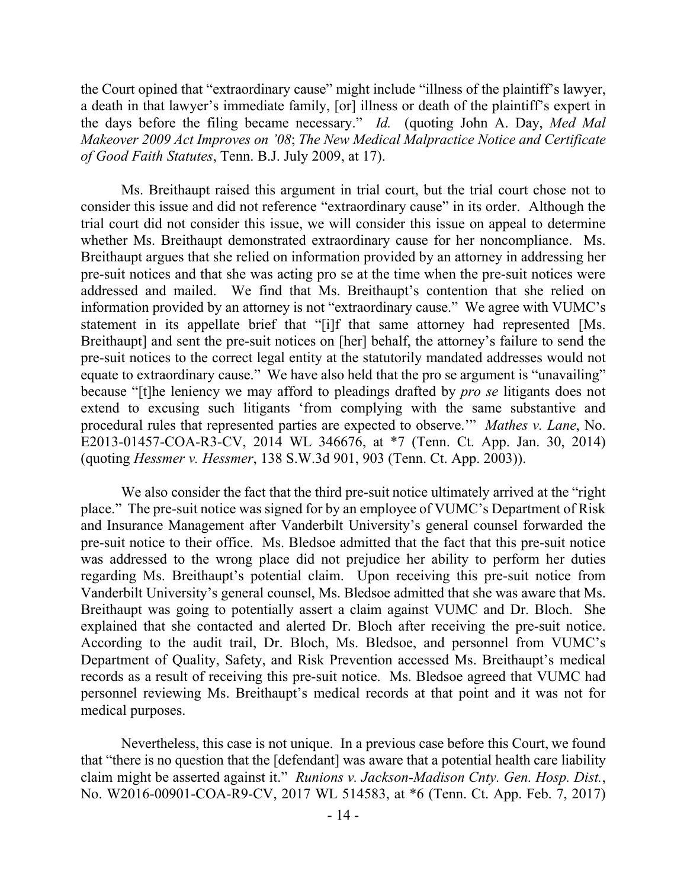the Court opined that "extraordinary cause" might include "illness of the plaintiff's lawyer, a death in that lawyer's immediate family, [or] illness or death of the plaintiff's expert in the days before the filing became necessary." *Id.* (quoting John A. Day, *Med Mal Makeover 2009 Act Improves on '08*; *The New Medical Malpractice Notice and Certificate of Good Faith Statutes*, Tenn. B.J. July 2009, at 17).

Ms. Breithaupt raised this argument in trial court, but the trial court chose not to consider this issue and did not reference "extraordinary cause" in its order. Although the trial court did not consider this issue, we will consider this issue on appeal to determine whether Ms. Breithaupt demonstrated extraordinary cause for her noncompliance. Ms. Breithaupt argues that she relied on information provided by an attorney in addressing her pre-suit notices and that she was acting pro se at the time when the pre-suit notices were addressed and mailed. We find that Ms. Breithaupt's contention that she relied on information provided by an attorney is not "extraordinary cause." We agree with VUMC's statement in its appellate brief that "[i]f that same attorney had represented [Ms. Breithaupt] and sent the pre-suit notices on [her] behalf, the attorney's failure to send the pre-suit notices to the correct legal entity at the statutorily mandated addresses would not equate to extraordinary cause." We have also held that the pro se argument is "unavailing" because "[t]he leniency we may afford to pleadings drafted by *pro se* litigants does not extend to excusing such litigants 'from complying with the same substantive and procedural rules that represented parties are expected to observe.'" *Mathes v. Lane*, No. E2013-01457-COA-R3-CV, 2014 WL 346676, at *7 (Tenn. Ct. App. Jan. 30, 2014) (quoting *Hessmer v. Hessmer*, 138 S.W.3d 901, 903 (Tenn. Ct. App. 2003)).

We also consider the fact that the third pre-suit notice ultimately arrived at the "right place." The pre-suit notice was signed for by an employee of VUMC's Department of Risk and Insurance Management after Vanderbilt University's general counsel forwarded the pre-suit notice to their office. Ms. Bledsoe admitted that the fact that this pre-suit notice was addressed to the wrong place did not prejudice her ability to perform her duties regarding Ms. Breithaupt's potential claim. Upon receiving this pre-suit notice from Vanderbilt University's general counsel, Ms. Bledsoe admitted that she was aware that Ms. Breithaupt was going to potentially assert a claim against VUMC and Dr. Bloch. She explained that she contacted and alerted Dr. Bloch after receiving the pre-suit notice. According to the audit trail, Dr. Bloch, Ms. Bledsoe, and personnel from VUMC's Department of Quality, Safety, and Risk Prevention accessed Ms. Breithaupt's medical records as a result of receiving this pre-suit notice. Ms. Bledsoe agreed that VUMC had personnel reviewing Ms. Breithaupt's medical records at that point and it was not for medical purposes.

Nevertheless, this case is not unique. In a previous case before this Court, we found that "there is no question that the [defendant] was aware that a potential health care liability claim might be asserted against it." *Runions v. Jackson-Madison Cnty. Gen. Hosp. Dist.*, No. W2016-00901-COA-R9-CV, 2017 WL 514583, at *6 (Tenn. Ct. App. Feb. 7, 2017)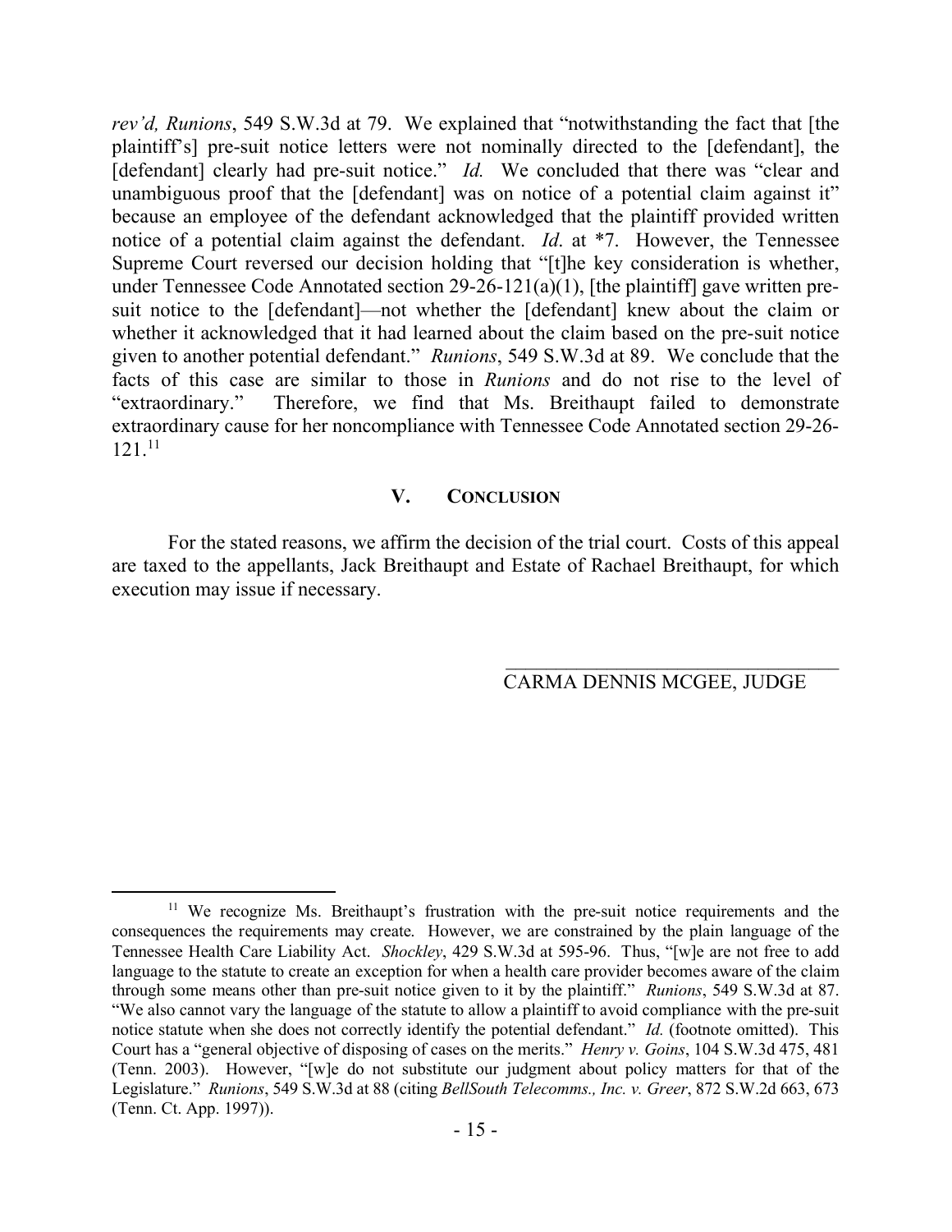*rev'd, Runions*, 549 S.W.3d at 79. We explained that "notwithstanding the fact that [the plaintiff's] pre-suit notice letters were not nominally directed to the [defendant], the [defendant] clearly had pre-suit notice." *Id.* We concluded that there was "clear and unambiguous proof that the [defendant] was on notice of a potential claim against it" because an employee of the defendant acknowledged that the plaintiff provided written notice of a potential claim against the defendant. *Id*. at *7. However, the Tennessee Supreme Court reversed our decision holding that "[t]he key consideration is whether, under Tennessee Code Annotated section 29-26-121(a)(1), [the plaintiff] gave written pre-suit notice to the [defendant]—not whether the [defendant] knew about the claim or whether it acknowledged that it had learned about the claim based on the pre-suit notice given to another potential defendant." *Runions*, 549 S.W.3d at 89. We conclude that the facts of this case are similar to those in *Runions* and do not rise to the level of "extraordinary." Therefore, we find that Ms. Breithaupt failed to demonstrate extraordinary cause for her noncompliance with Tennessee Code Annotated section 29-26-121.[11]

## V. CONCLUSION

For the stated reasons, we affirm the decision of the trial court. Costs of this appeal are taxed to the appellants, Jack Breithaupt and Estate of Rachael Breithaupt, for which execution may issue if necessary.

\_\_\_\_\_\_\_\_\_\_\_\_\_\_\_\_\_\_\_\_\_\_\_\_\_\_\_\_\_\_\_\_\_\_

CARMA DENNIS MCGEE, JUDGE

---

[11] We recognize Ms. Breithaupt's frustration with the pre-suit notice requirements and the consequences the requirements may create. However, we are constrained by the plain language of the Tennessee Health Care Liability Act. *Shockley*, 429 S.W.3d at 595-96. Thus, "[w]e are not free to add language to the statute to create an exception for when a health care provider becomes aware of the claim through some means other than pre-suit notice given to it by the plaintiff." *Runions*, 549 S.W.3d at 87. "We also cannot vary the language of the statute to allow a plaintiff to avoid compliance with the pre-suit notice statute when she does not correctly identify the potential defendant." *Id.* (footnote omitted). This Court has a "general objective of disposing of cases on the merits." *Henry v. Goins*, 104 S.W.3d 475, 481 (Tenn. 2003). However, "[w]e do not substitute our judgment about policy matters for that of the Legislature." *Runions*, 549 S.W.3d at 88 (citing *BellSouth Telecomms., Inc. v. Greer*, 872 S.W.2d 663, 673 (Tenn. Ct. App. 1997)).